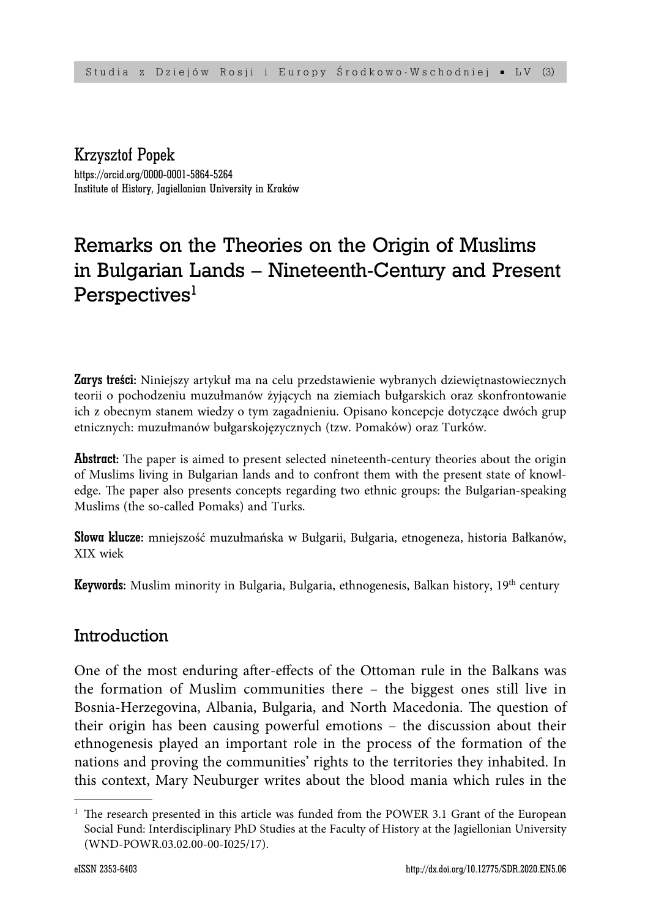Krzysztof Popek
https://orcid.org/0000-0001-5864-5264
Institute of History, Jagiellonian University in Kraków

# Remarks on the Theories on the Origin of Muslims in Bulgarian Lands – Nineteenth-Century and Present Perspectives[1]

**Zarys treści:** Niniejszy artykuł ma na celu przedstawienie wybranych dziewiętnastowiecznych teorii o pochodzeniu muzułmanów żyjących na ziemiach bułgarskich oraz skonfrontowanie ich z obecnym stanem wiedzy o tym zagadnieniu. Opisano koncepcje dotyczące dwóch grup etnicznych: muzułmanów bułgarskojęzycznych (tzw. Pomaków) oraz Turków.

**Abstract:** The paper is aimed to present selected nineteenth-century theories about the origin of Muslims living in Bulgarian lands and to confront them with the present state of knowledge. The paper also presents concepts regarding two ethnic groups: the Bulgarian-speaking Muslims (the so-called Pomaks) and Turks.

**Słowa klucze:** mniejszość muzułmańska w Bułgarii, Bułgaria, etnogeneza, historia Bałkanów, XIX wiek

**Keywords:** Muslim minority in Bulgaria, Bulgaria, ethnogenesis, Balkan history, 19th century

## Introduction

One of the most enduring after-effects of the Ottoman rule in the Balkans was the formation of Muslim communities there – the biggest ones still live in Bosnia-Herzegovina, Albania, Bulgaria, and North Macedonia. The question of their origin has been causing powerful emotions – the discussion about their ethnogenesis played an important role in the process of the formation of the nations and proving the communities' rights to the territories they inhabited. In this context, Mary Neuburger writes about the blood mania which rules in the

[1] The research presented in this article was funded from the POWER 3.1 Grant of the European Social Fund: Interdisciplinary PhD Studies at the Faculty of History at the Jagiellonian University (WND-POWR.03.02.00-00-I025/17).

eISSN 2353-6403 http://dx.doi.org/10.12775/SDR.2020.EN5.06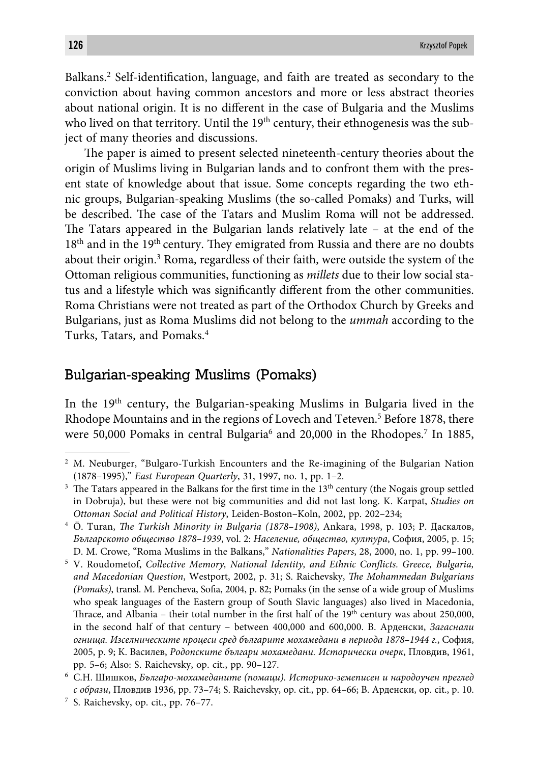Balkans.[2] Self-identification, language, and faith are treated as secondary to the conviction about having common ancestors and more or less abstract theories about national origin. It is no different in the case of Bulgaria and the Muslims who lived on that territory. Until the 19th century, their ethnogenesis was the subject of many theories and discussions.

The paper is aimed to present selected nineteenth-century theories about the origin of Muslims living in Bulgarian lands and to confront them with the present state of knowledge about that issue. Some concepts regarding the two ethnic groups, Bulgarian-speaking Muslims (the so-called Pomaks) and Turks, will be described. The case of the Tatars and Muslim Roma will not be addressed. The Tatars appeared in the Bulgarian lands relatively late – at the end of the 18th and in the 19th century. They emigrated from Russia and there are no doubts about their origin.[3] Roma, regardless of their faith, were outside the system of the Ottoman religious communities, functioning as *millets* due to their low social status and a lifestyle which was significantly different from the other communities. Roma Christians were not treated as part of the Orthodox Church by Greeks and Bulgarians, just as Roma Muslims did not belong to the *ummah* according to the Turks, Tatars, and Pomaks.[4]

## Bulgarian-speaking Muslims (Pomaks)

In the 19th century, the Bulgarian-speaking Muslims in Bulgaria lived in the Rhodope Mountains and in the regions of Lovech and Teteven.[5] Before 1878, there were 50,000 Pomaks in central Bulgaria[6] and 20,000 in the Rhodopes.[7] In 1885,

---

[2] M. Neuburger, "Bulgaro-Turkish Encounters and the Re-imagining of the Bulgarian Nation (1878–1995)," *East European Quarterly*, 31, 1997, no. 1, pp. 1–2.

[3] The Tatars appeared in the Balkans for the first time in the 13th century (the Nogais group settled in Dobruja), but these were not big communities and did not last long. K. Karpat, *Studies on Ottoman Social and Political History*, Leiden-Boston–Koln, 2002, pp. 202–234;

[4] Ö. Turan, *The Turkish Minority in Bulgaria (1878–1908)*, Ankara, 1998, p. 103; Р. Даскалов, *Българското общество 1878–1939*, vol. 2: *Население, общество, култура*, София, 2005, p. 15; D. M. Crowe, "Roma Muslims in the Balkans," *Nationalities Papers*, 28, 2000, no. 1, pp. 99–100.

[5] V. Roudometof, *Collective Memory, National Identity, and Ethnic Conflicts. Greece, Bulgaria, and Macedonian Question*, Westport, 2002, p. 31; S. Raichevsky, *The Mohammedan Bulgarians (Pomaks)*, transl. M. Pencheva, Sofia, 2004, p. 82; Pomaks (in the sense of a wide group of Muslims who speak languages of the Eastern group of South Slavic languages) also lived in Macedonia, Thrace, and Albania – their total number in the first half of the 19th century was about 250,000, in the second half of that century – between 400,000 and 600,000. В. Арденски, *Загаснали огнища. Изселническите процеси сред българите мохамедани в периода 1878–1944 г.*, София, 2005, p. 9; К. Василев, *Родопските българи мохамедани. Исторически очерк*, Пловдив, 1961, pp. 5–6; Also: S. Raichevsky, op. cit., pp. 90–127.

[6] С.Н. Шишков, *Българо-мохамеданите (помаци). Историко-земеписен и народоучен преглед с образи*, Пловдив 1936, pp. 73–74; S. Raichevsky, op. cit., pp. 64–66; В. Арденски, op. cit., p. 10.

[7] S. Raichevsky, op. cit., pp. 76–77.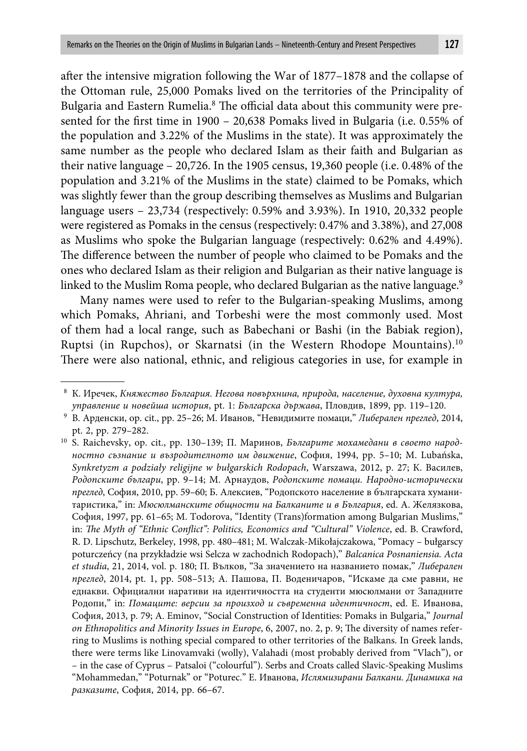after the intensive migration following the War of 1877–1878 and the collapse of the Ottoman rule, 25,000 Pomaks lived on the territories of the Principality of Bulgaria and Eastern Rumelia.[8] The official data about this community were presented for the first time in 1900 – 20,638 Pomaks lived in Bulgaria (i.e. 0.55% of the population and 3.22% of the Muslims in the state). It was approximately the same number as the people who declared Islam as their faith and Bulgarian as their native language – 20,726. In the 1905 census, 19,360 people (i.e. 0.48% of the population and 3.21% of the Muslims in the state) claimed to be Pomaks, which was slightly fewer than the group describing themselves as Muslims and Bulgarian language users – 23,734 (respectively: 0.59% and 3.93%). In 1910, 20,332 people were registered as Pomaks in the census (respectively: 0.47% and 3.38%), and 27,008 as Muslims who spoke the Bulgarian language (respectively: 0.62% and 4.49%). The difference between the number of people who claimed to be Pomaks and the ones who declared Islam as their religion and Bulgarian as their native language is linked to the Muslim Roma people, who declared Bulgarian as the native language.[9]

Many names were used to refer to the Bulgarian-speaking Muslims, among which Pomaks, Ahriani, and Torbeshi were the most commonly used. Most of them had a local range, such as Babechani or Bashi (in the Babiak region), Ruptsi (in Rupchos), or Skarnatsi (in the Western Rhodope Mountains).[10] There were also national, ethnic, and religious categories in use, for example in

---

[8] К. Иречек, *Княжество България. Негова повърхнина, природа, население, духовна култура, управление и новейша история*, pt. 1: *Българска държава*, Пловдив, 1899, pp. 119–120.

[9] В. Арденски, op. cit., pp. 25–26; М. Иванов, "Невидимите помаци," *Либерален преглед*, 2014, pt. 2, pp. 279–282.

[10] S. Raichevsky, op. cit., pp. 130–139; П. Маринов, *Българите мохамедани в своето народностно съзнание и възродителното им движение*, София, 1994, pp. 5–10; M. Lubańska, *Synkretyzm a podziały religijne w bułgarskich Rodopach*, Warszawa, 2012, p. 27; К. Василев, *Родопските българи*, pp. 9–14; М. Арнаудов, *Родопските помаци. Народно-исторически преглед*, София, 2010, pp. 59–60; Б. Алексиев, "Родопското население в българската хуманитаристика," in: *Мюсюлманските общности на Балканите и в България*, ed. А. Желязкова, София, 1997, pp. 61–65; M. Todorova, "Identity (Trans)formation among Bulgarian Muslims," in: *The Myth of "Ethnic Conflict": Politics, Economics and "Cultural" Violence*, ed. B. Crawford, R. D. Lipschutz, Berkeley, 1998, pp. 480–481; M. Walczak-Mikołajczakowa, "Pomacy – bułgarscy poturczeńcy (na przykładzie wsi Selcza w zachodnich Rodopach)," *Balcanica Posnaniensia. Acta et studia*, 21, 2014, vol. p. 180; П. Вълков, "За значението на названието помак," *Либерален преглед*, 2014, pt. 1, pp. 508–513; А. Пашова, П. Воденичаров, "Искаме да сме равни, не еднакви. Официални наративи на идентичността на студенти мюсюлмани от Западните Родопи," in: *Помаците: версии за произход и съвременна идентичност*, ed. Е. Иванова, София, 2013, p. 79; A. Eminov, "Social Construction of Identities: Pomaks in Bulgaria," *Journal on Ethnopolitics and Minority Issues in Europe*, 6, 2007, no. 2, p. 9; The diversity of names referring to Muslims is nothing special compared to other territories of the Balkans. In Greek lands, there were terms like Linovamvaki (wolly), Valahadi (most probably derived from "Vlach"), or – in the case of Cyprus – Patsaloi ("colourful"). Serbs and Croats called Slavic-Speaking Muslims "Mohammedan," "Poturnak" or "Poturec." Е. Иванова, *Ислямизирани Балкани. Динамика на разказите*, София, 2014, pp. 66–67.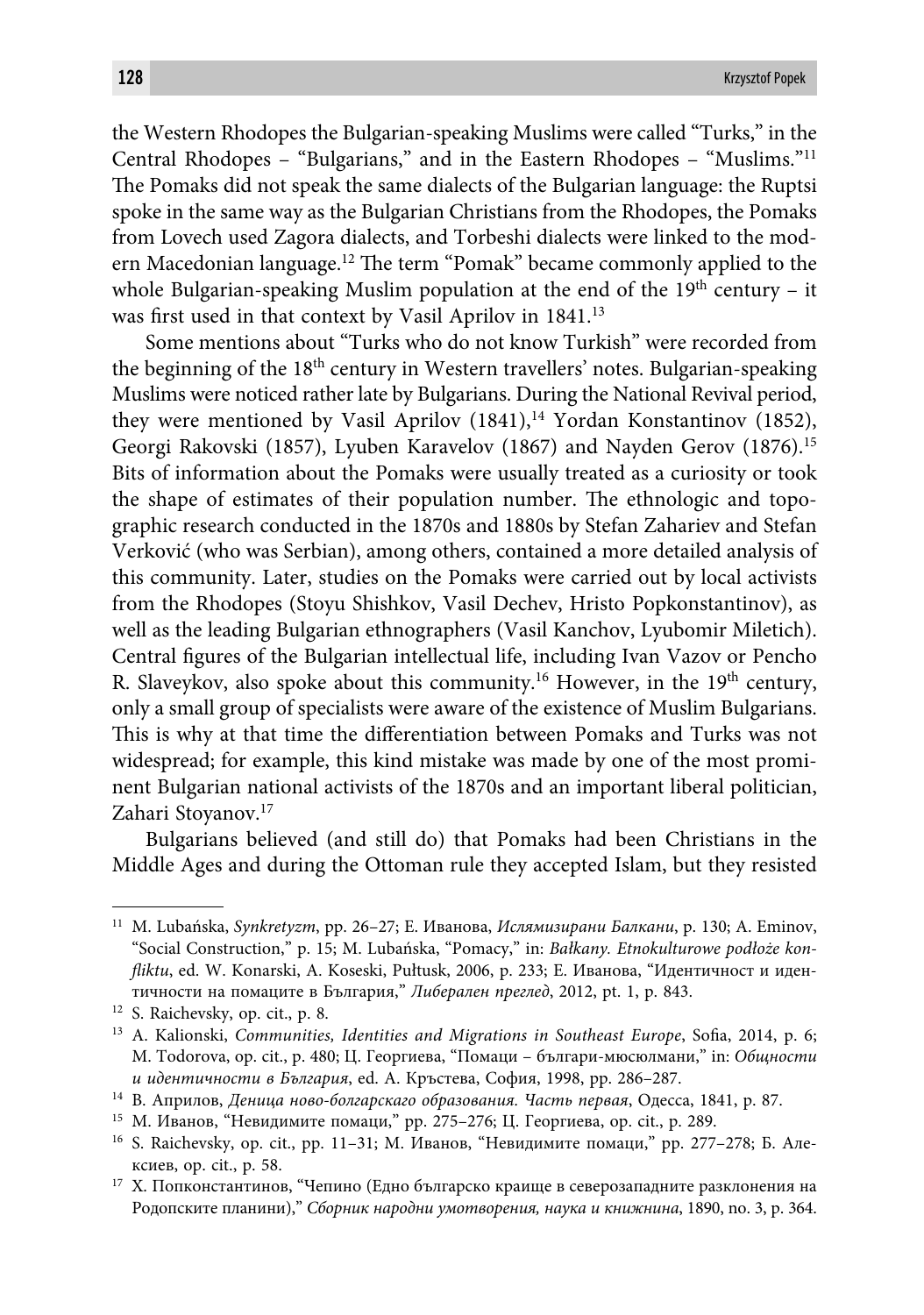the Western Rhodopes the Bulgarian-speaking Muslims were called "Turks," in the Central Rhodopes – "Bulgarians," and in the Eastern Rhodopes – "Muslims."[11] The Pomaks did not speak the same dialects of the Bulgarian language: the Ruptsi spoke in the same way as the Bulgarian Christians from the Rhodopes, the Pomaks from Lovech used Zagora dialects, and Torbeshi dialects were linked to the modern Macedonian language.[12] The term "Pomak" became commonly applied to the whole Bulgarian-speaking Muslim population at the end of the 19th century – it was first used in that context by Vasil Aprilov in 1841.[13]

Some mentions about "Turks who do not know Turkish" were recorded from the beginning of the 18th century in Western travellers' notes. Bulgarian-speaking Muslims were noticed rather late by Bulgarians. During the National Revival period, they were mentioned by Vasil Aprilov (1841),[14] Yordan Konstantinov (1852), Georgi Rakovski (1857), Lyuben Karavelov (1867) and Nayden Gerov (1876).[15] Bits of information about the Pomaks were usually treated as a curiosity or took the shape of estimates of their population number. The ethnologic and topographic research conducted in the 1870s and 1880s by Stefan Zahariev and Stefan Verković (who was Serbian), among others, contained a more detailed analysis of this community. Later, studies on the Pomaks were carried out by local activists from the Rhodopes (Stoyu Shishkov, Vasil Dechev, Hristo Popkonstantinov), as well as the leading Bulgarian ethnographers (Vasil Kanchov, Lyubomir Miletich). Central figures of the Bulgarian intellectual life, including Ivan Vazov or Pencho R. Slaveykov, also spoke about this community.[16] However, in the 19th century, only a small group of specialists were aware of the existence of Muslim Bulgarians. This is why at that time the differentiation between Pomaks and Turks was not widespread; for example, this kind mistake was made by one of the most prominent Bulgarian national activists of the 1870s and an important liberal politician, Zahari Stoyanov.[17]

Bulgarians believed (and still do) that Pomaks had been Christians in the Middle Ages and during the Ottoman rule they accepted Islam, but they resisted

---

[11] M. Lubańska, *Synkretyzm*, pp. 26–27; Е. Иванова, *Ислямизирани Балкани*, p. 130; A. Eminov, "Social Construction," p. 15; M. Lubańska, "Pomacy," in: *Bałkany. Etnokulturowe podłoże konfliktu*, ed. W. Konarski, A. Koseski, Pułtusk, 2006, p. 233; Е. Иванова, "Идентичност и идентичности на помаците в България," *Либерален преглед*, 2012, pt. 1, p. 843.

[12] S. Raichevsky, op. cit., p. 8.

[13] A. Kalionski, *Communities, Identities and Migrations in Southeast Europe*, Sofia, 2014, p. 6; M. Todorova, op. cit., p. 480; Ц. Георгиева, "Помаци – българи-мюсюлмани," in: *Общности и идентичности в България*, ed. А. Кръстева, София, 1998, pp. 286–287.

[14] В. Априлов, *Деница ново-болгарскаго образования. Часть первая*, Одесса, 1841, p. 87.

[15] М. Иванов, "Невидимите помаци," pp. 275–276; Ц. Георгиева, op. cit., p. 289.

[16] S. Raichevsky, op. cit., pp. 11–31; М. Иванов, "Невидимите помаци," pp. 277–278; Б. Алексиев, op. cit., p. 58.

[17] Х. Попконстантинов, "Чепино (Едно българско краище в северозападните разклонения на Родопските планини)," *Сборник народни умотворения, наука и книжнина*, 1890, no. 3, p. 364.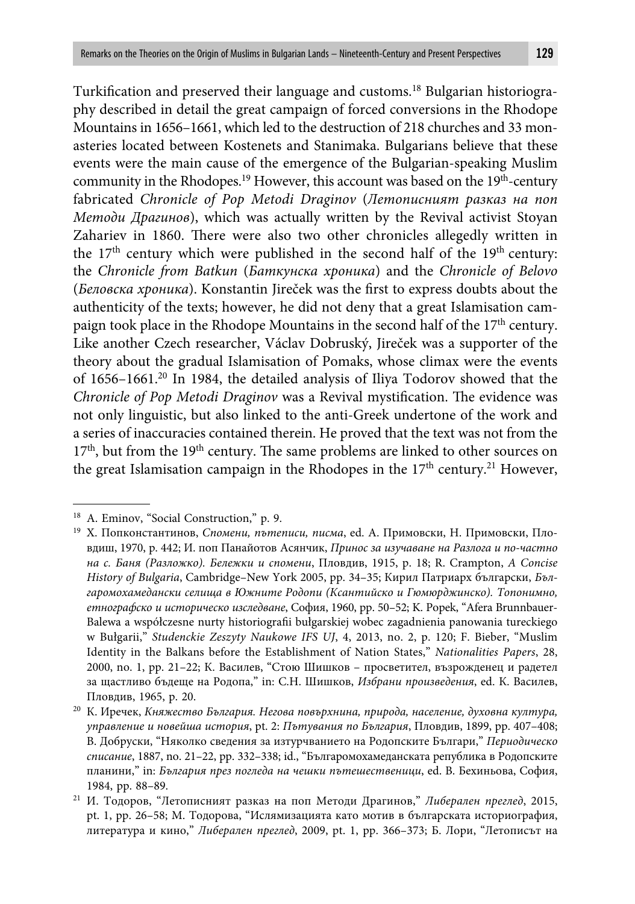Turkification and preserved their language and customs.[18] Bulgarian historiography described in detail the great campaign of forced conversions in the Rhodope Mountains in 1656–1661, which led to the destruction of 218 churches and 33 monasteries located between Kostenets and Stanimaka. Bulgarians believe that these events were the main cause of the emergence of the Bulgarian-speaking Muslim community in the Rhodopes.[19] However, this account was based on the 19th-century fabricated *Chronicle of Pop Metodi Draginov* (*Летописният разказ на поп Методи Драгинов*), which was actually written by the Revival activist Stoyan Zahariev in 1860. There were also two other chronicles allegedly written in the 17th century which were published in the second half of the 19th century: the *Chronicle from Batkun* (*Баткунска хроника*) and the *Chronicle of Belovo* (*Беловска хроника*). Konstantin Jireček was the first to express doubts about the authenticity of the texts; however, he did not deny that a great Islamisation campaign took place in the Rhodope Mountains in the second half of the 17th century. Like another Czech researcher, Václav Dobruský, Jireček was a supporter of the theory about the gradual Islamisation of Pomaks, whose climax were the events of 1656–1661.[20] In 1984, the detailed analysis of Iliya Todorov showed that the *Chronicle of Pop Metodi Draginov* was a Revival mystification. The evidence was not only linguistic, but also linked to the anti-Greek undertone of the work and a series of inaccuracies contained therein. He proved that the text was not from the 17th, but from the 19th century. The same problems are linked to other sources on the great Islamisation campaign in the Rhodopes in the 17th century.[21] However,

---

[18] A. Eminov, "Social Construction," p. 9.

[19] Х. Попконстантинов, *Спомени, пътеписи, писма*, ed. А. Примовски, Н. Примовски, Пловдиш, 1970, p. 442; И. поп Панайотов Асянчик, *Принос за изучаване на Разлога и по-частно на с. Баня (Разложко). Бележки и спомени*, Пловдив, 1915, p. 18; R. Crampton, *A Concise History of Bulgaria*, Cambridge–New York 2005, pp. 34–35; Кирил Патриарх български, *Българомохамедански селища в Южните Родопи (Ксантийско и Гюмюрджинско). Топонимно, етнографско и историческо изследване*, София, 1960, pp. 50–52; K. Popek, "Afera Brunnbauer-Balewa a współczesne nurty historiografii bułgarskiej wobec zagadnienia panowania tureckiego w Bułgarii," *Studenckie Zeszyty Naukowe IFS UJ*, 4, 2013, no. 2, p. 120; F. Bieber, "Muslim Identity in the Balkans before the Establishment of Nation States," *Nationalities Papers*, 28, 2000, no. 1, pp. 21–22; К. Василев, "Стою Шишков – просветител, възрожденец и радетел за щастливо бъдеще на Родопа," in: С.Н. Шишков, *Избрани произведения*, ed. К. Василев, Пловдив, 1965, p. 20.

[20] К. Иречек, *Княжество България. Негова повърхнина, природа, население, духовна култура, управление и новейша история*, pt. 2: *Пътувания по България*, Пловдив, 1899, pp. 407–408; В. Добруски, "Няколко сведения за изтурчването на Родопските Българи," *Периодическо списание*, 1887, no. 21–22, pp. 332–338; id., "Българомохамеданската република в Родопските планини," in: *България през погледа на чешки пътешественици*, ed. В. Бехиньова, София, 1984, pp. 88–89.

[21] И. Тодоров, "Летописният разказ на поп Методи Драгинов," *Либерален преглед*, 2015, pt. 1, pp. 26–58; М. Тодорова, "Ислямизацията като мотив в българската историография, литература и кино," *Либерален преглед*, 2009, pt. 1, pp. 366–373; Б. Лори, "Летописът на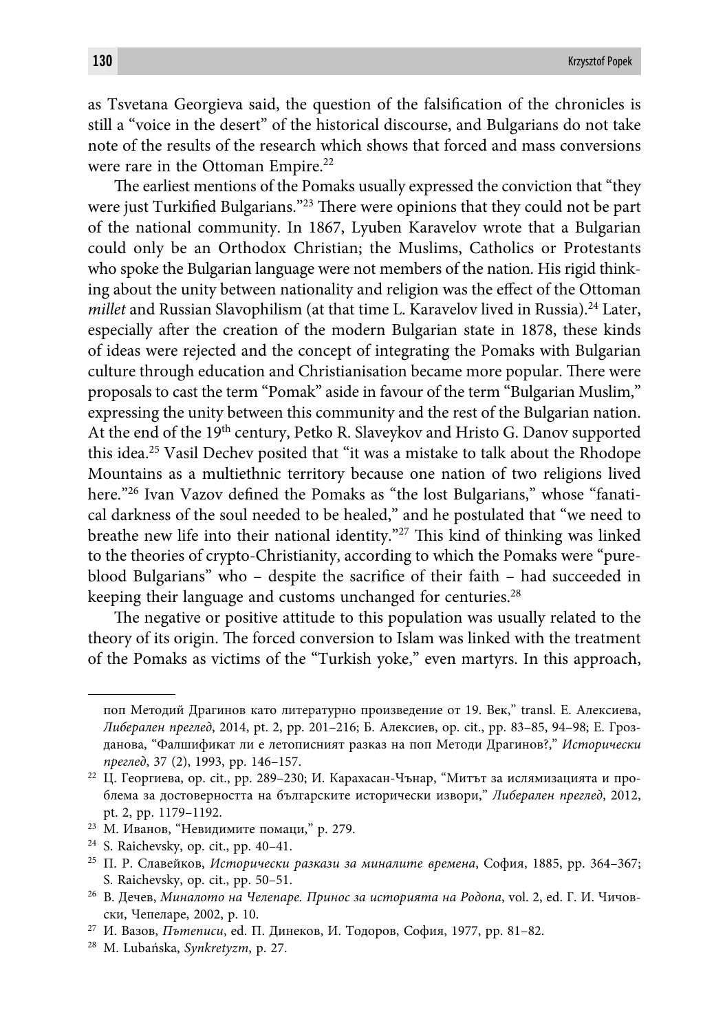as Tsvetana Georgieva said, the question of the falsification of the chronicles is still a "voice in the desert" of the historical discourse, and Bulgarians do not take note of the results of the research which shows that forced and mass conversions were rare in the Ottoman Empire.[22]

The earliest mentions of the Pomaks usually expressed the conviction that "they were just Turkified Bulgarians."[23] There were opinions that they could not be part of the national community. In 1867, Lyuben Karavelov wrote that a Bulgarian could only be an Orthodox Christian; the Muslims, Catholics or Protestants who spoke the Bulgarian language were not members of the nation. His rigid thinking about the unity between nationality and religion was the effect of the Ottoman *millet* and Russian Slavophilism (at that time L. Karavelov lived in Russia).[24] Later, especially after the creation of the modern Bulgarian state in 1878, these kinds of ideas were rejected and the concept of integrating the Pomaks with Bulgarian culture through education and Christianisation became more popular. There were proposals to cast the term "Pomak" aside in favour of the term "Bulgarian Muslim," expressing the unity between this community and the rest of the Bulgarian nation. At the end of the 19th century, Petko R. Slaveykov and Hristo G. Danov supported this idea.[25] Vasil Dechev posited that "it was a mistake to talk about the Rhodope Mountains as a multiethnic territory because one nation of two religions lived here."[26] Ivan Vazov defined the Pomaks as "the lost Bulgarians," whose "fanatical darkness of the soul needed to be healed," and he postulated that "we need to breathe new life into their national identity."[27] This kind of thinking was linked to the theories of crypto-Christianity, according to which the Pomaks were "pure-blood Bulgarians" who – despite the sacrifice of their faith – had succeeded in keeping their language and customs unchanged for centuries.[28]

The negative or positive attitude to this population was usually related to the theory of its origin. The forced conversion to Islam was linked with the treatment of the Pomaks as victims of the "Turkish yoke," even martyrs. In this approach,

---

поп Методий Драгинов като литературно произведение от 19. Век," transl. Е. Алексиева, *Либерален преглед*, 2014, pt. 2, pp. 201–216; Б. Алексиев, op. cit., pp. 83–85, 94–98; Е. Грозданова, "Фалшификат ли е летописният разказ на поп Методи Драгинов?," *Исторически преглед*, 37 (2), 1993, pp. 146–157.

[22] Ц. Георгиева, op. cit., pp. 289–230; И. Карахасан-Чънар, "Митът за ислямизацията и проблема за достоверността на българските исторически извори," *Либерален преглед*, 2012, pt. 2, pp. 1179–1192.

[23] М. Иванов, "Невидимите помаци," p. 279.

[24] S. Raichevsky, op. cit., pp. 40–41.

[25] П. Р. Славейков, *Исторически разкази за миналите времена*, София, 1885, pp. 364–367; S. Raichevsky, op. cit., pp. 50–51.

[26] В. Дечев, *Миналото на Чепеларе. Принос за историята на Родопа*, vol. 2, ed. Г. И. Чичовски, Чепеларе, 2002, p. 10.

[27] И. Вазов, *Пътеписи*, ed. П. Динеков, И. Тодоров, София, 1977, pp. 81–82.

[28] M. Lubańska, *Synkretyzm*, p. 27.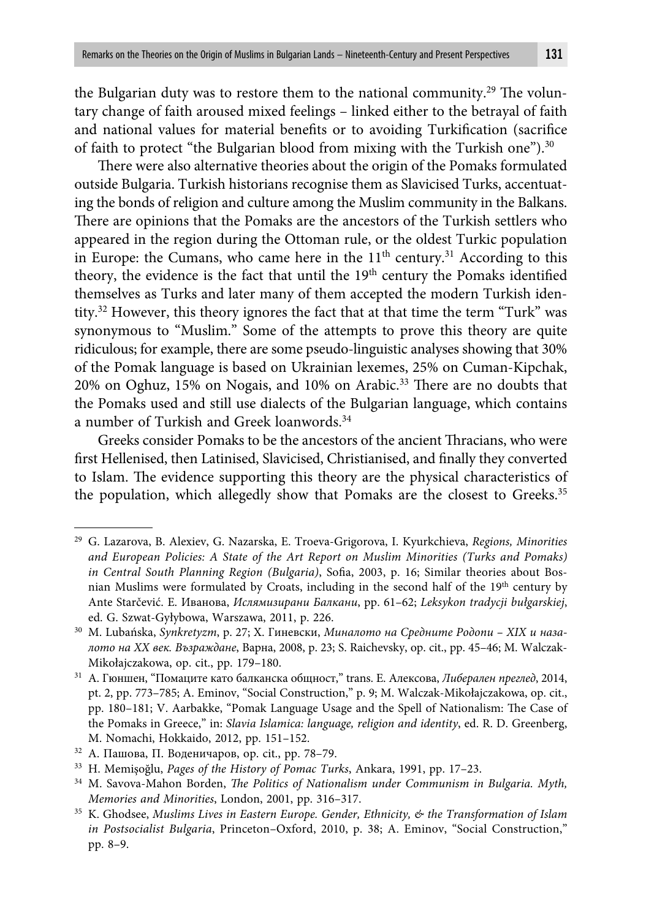the Bulgarian duty was to restore them to the national community.[29] The voluntary change of faith aroused mixed feelings – linked either to the betrayal of faith and national values for material benefits or to avoiding Turkification (sacrifice of faith to protect "the Bulgarian blood from mixing with the Turkish one").[30]

There were also alternative theories about the origin of the Pomaks formulated outside Bulgaria. Turkish historians recognise them as Slavicised Turks, accentuating the bonds of religion and culture among the Muslim community in the Balkans. There are opinions that the Pomaks are the ancestors of the Turkish settlers who appeared in the region during the Ottoman rule, or the oldest Turkic population in Europe: the Cumans, who came here in the 11th century.[31] According to this theory, the evidence is the fact that until the 19th century the Pomaks identified themselves as Turks and later many of them accepted the modern Turkish identity.[32] However, this theory ignores the fact that at that time the term "Turk" was synonymous to "Muslim." Some of the attempts to prove this theory are quite ridiculous; for example, there are some pseudo-linguistic analyses showing that 30% of the Pomak language is based on Ukrainian lexemes, 25% on Cuman-Kipchak, 20% on Oghuz, 15% on Nogais, and 10% on Arabic.[33] There are no doubts that the Pomaks used and still use dialects of the Bulgarian language, which contains a number of Turkish and Greek loanwords.[34]

Greeks consider Pomaks to be the ancestors of the ancient Thracians, who were first Hellenised, then Latinised, Slavicised, Christianised, and finally they converted to Islam. The evidence supporting this theory are the physical characteristics of the population, which allegedly show that Pomaks are the closest to Greeks.[35]

---

[29] G. Lazarova, B. Alexiev, G. Nazarska, E. Troeva-Grigorova, I. Kyurkchieva, *Regions, Minorities and European Policies: A State of the Art Report on Muslim Minorities (Turks and Pomaks) in Central South Planning Region (Bulgaria)*, Sofia, 2003, p. 16; Similar theories about Bosnian Muslims were formulated by Croats, including in the second half of the 19th century by Ante Starčević. Е. Иванова, *Ислямизирани Балкани*, pp. 61–62; *Leksykon tradycji bułgarskiej*, ed. G. Szwat-Gyłybowa, Warszawa, 2011, p. 226.

[30] M. Lubańska, *Synkretyzm*, p. 27; Х. Гиневски, *Миналото на Средните Родопи – XIX и началото на XX век. Възраждане*, Варна, 2008, p. 23; S. Raichevsky, op. cit., pp. 45–46; M. Walczak-Mikołajczakowa, op. cit., pp. 179–180.

[31] А. Гюншен, "Помаците като балканска общност," trans. Е. Алексова, *Либерален преглед*, 2014, pt. 2, pp. 773–785; A. Eminov, "Social Construction," p. 9; M. Walczak-Mikołajczakowa, op. cit., pp. 180–181; V. Aarbakke, "Pomak Language Usage and the Spell of Nationalism: The Case of the Pomaks in Greece," in: *Slavia Islamica: language, religion and identity*, ed. R. D. Greenberg, M. Nomachi, Hokkaido, 2012, pp. 151–152.

[32] А. Пашова, П. Воденичаров, op. cit., pp. 78–79.

[33] H. Memişoğlu, *Pages of the History of Pomac Turks*, Ankara, 1991, pp. 17–23.

[34] M. Savova-Mahon Borden, *The Politics of Nationalism under Communism in Bulgaria. Myth, Memories and Minorities*, London, 2001, pp. 316–317.

[35] K. Ghodsee, *Muslims Lives in Eastern Europe. Gender, Ethnicity, & the Transformation of Islam in Postsocialist Bulgaria*, Princeton–Oxford, 2010, p. 38; A. Eminov, "Social Construction," pp. 8–9.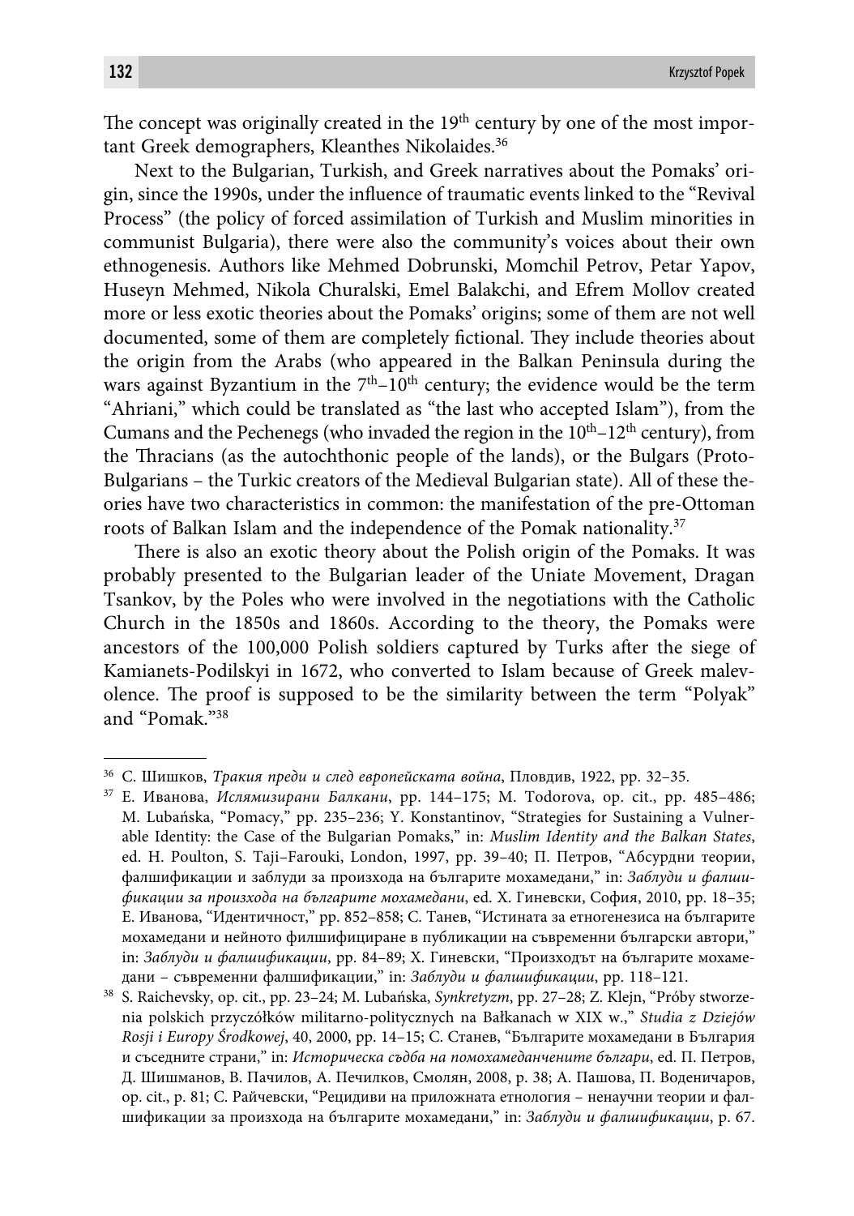The concept was originally created in the 19th century by one of the most important Greek demographers, Kleanthes Nikolaides.[36]

Next to the Bulgarian, Turkish, and Greek narratives about the Pomaks' origin, since the 1990s, under the influence of traumatic events linked to the "Revival Process" (the policy of forced assimilation of Turkish and Muslim minorities in communist Bulgaria), there were also the community's voices about their own ethnogenesis. Authors like Mehmed Dobrunski, Momchil Petrov, Petar Yapov, Huseyn Mehmed, Nikola Churalski, Emel Balakchi, and Efrem Mollov created more or less exotic theories about the Pomaks' origins; some of them are not well documented, some of them are completely fictional. They include theories about the origin from the Arabs (who appeared in the Balkan Peninsula during the wars against Byzantium in the 7th–10th century; the evidence would be the term "Ahriani," which could be translated as "the last who accepted Islam"), from the Cumans and the Pechenegs (who invaded the region in the 10th–12th century), from the Thracians (as the autochthonic people of the lands), or the Bulgars (Proto-Bulgarians – the Turkic creators of the Medieval Bulgarian state). All of these theories have two characteristics in common: the manifestation of the pre-Ottoman roots of Balkan Islam and the independence of the Pomak nationality.[37]

There is also an exotic theory about the Polish origin of the Pomaks. It was probably presented to the Bulgarian leader of the Uniate Movement, Dragan Tsankov, by the Poles who were involved in the negotiations with the Catholic Church in the 1850s and 1860s. According to the theory, the Pomaks were ancestors of the 100,000 Polish soldiers captured by Turks after the siege of Kamianets-Podilskyi in 1672, who converted to Islam because of Greek malevolence. The proof is supposed to be the similarity between the term "Polyak" and "Pomak."[38]

---

[36] С. Шишков, *Тракия преди и след европейската война*, Пловдив, 1922, pp. 32–35.

[37] Е. Иванова, *Ислямизирани Балкани*, pp. 144–175; M. Todorova, op. cit., pp. 485–486; M. Lubańska, "Pomacy," pp. 235–236; Y. Konstantinov, "Strategies for Sustaining a Vulnerable Identity: the Case of the Bulgarian Pomaks," in: *Muslim Identity and the Balkan States*, ed. H. Poulton, S. Taji–Farouki, London, 1997, pp. 39–40; П. Петров, "Абсурдни теории, фалшификации и заблуди за произхода на българите мохамедани," in: *Заблуди и фалшификации за произхода на българите мохамедани*, ed. Х. Гиневски, София, 2010, pp. 18–35; Е. Иванова, "Идентичност," pp. 852–858; С. Танев, "Истината за етногенезиса на българите мохамедани и нейното филшифициране в публикации на съвременни български автори," in: *Заблуди и фалшификации*, pp. 84–89; Х. Гиневски, "Произходът на българите мохамедани – съвременни фалшификации," in: *Заблуди и фалшификации*, pp. 118–121.

[38] S. Raichevsky, op. cit., pp. 23–24; M. Lubańska, *Synkretyzm*, pp. 27–28; Z. Klejn, "Próby stworzenia polskich przyczółków militarno-politycznych na Bałkanach w XIX w.," *Studia z Dziejów Rosji i Europy Środkowej*, 40, 2000, pp. 14–15; С. Станев, "Българите мохамедани в България и съседните страни," in: *Историческа съдба на помохамеданчените българи*, ed. П. Петров, Д. Шишманов, В. Пачилов, А. Печилков, Смолян, 2008, p. 38; А. Пашова, П. Воденичаров, op. cit., p. 81; С. Райчевски, "Рецидиви на приложната етнология – ненаучни теории и фалшификации за произхода на българите мохамедани," in: *Заблуди и фалшификации*, p. 67.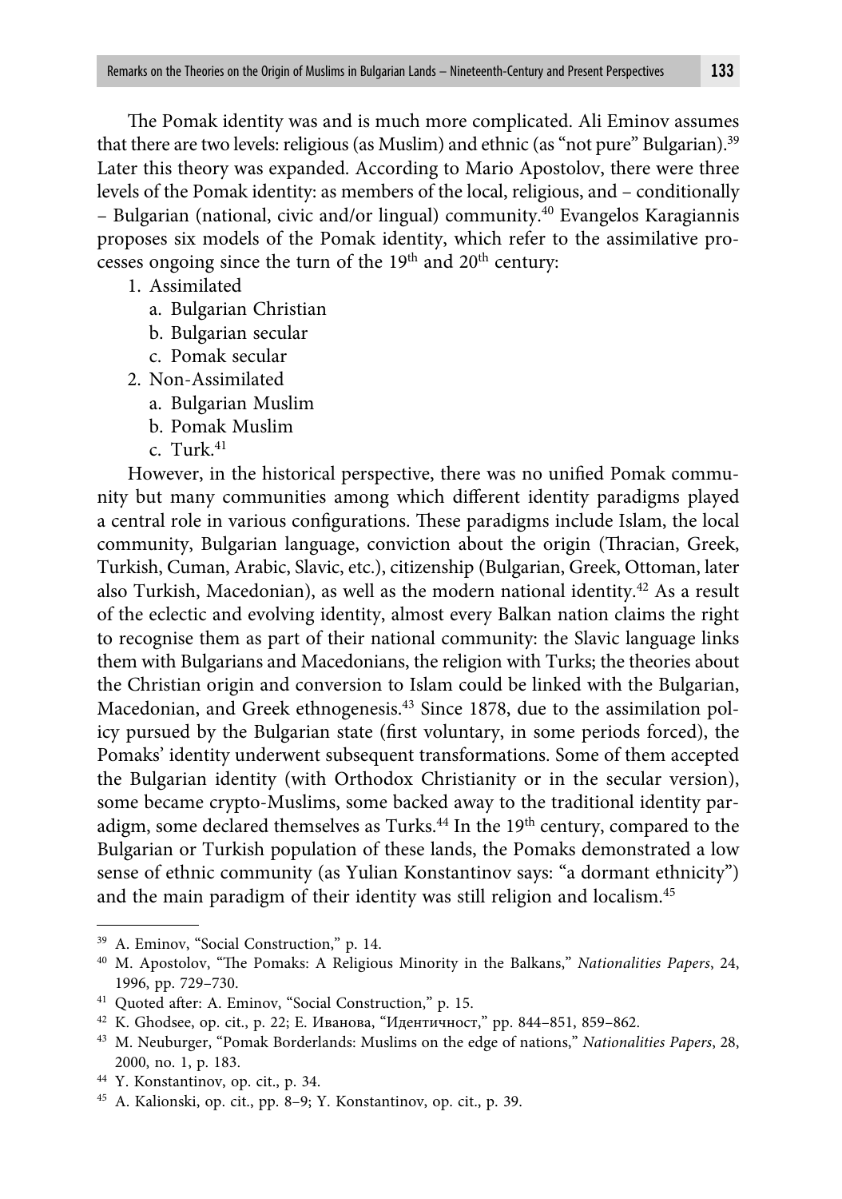The Pomak identity was and is much more complicated. Ali Eminov assumes that there are two levels: religious (as Muslim) and ethnic (as "not pure" Bulgarian).[39] Later this theory was expanded. According to Mario Apostolov, there were three levels of the Pomak identity: as members of the local, religious, and – conditionally – Bulgarian (national, civic and/or lingual) community.[40] Evangelos Karagiannis proposes six models of the Pomak identity, which refer to the assimilative processes ongoing since the turn of the 19th and 20th century:

1. Assimilated
   a. Bulgarian Christian
   b. Bulgarian secular
   c. Pomak secular
2. Non-Assimilated
   a. Bulgarian Muslim
   b. Pomak Muslim
   c. Turk.[41]

However, in the historical perspective, there was no unified Pomak community but many communities among which different identity paradigms played a central role in various configurations. These paradigms include Islam, the local community, Bulgarian language, conviction about the origin (Thracian, Greek, Turkish, Cuman, Arabic, Slavic, etc.), citizenship (Bulgarian, Greek, Ottoman, later also Turkish, Macedonian), as well as the modern national identity.[42] As a result of the eclectic and evolving identity, almost every Balkan nation claims the right to recognise them as part of their national community: the Slavic language links them with Bulgarians and Macedonians, the religion with Turks; the theories about the Christian origin and conversion to Islam could be linked with the Bulgarian, Macedonian, and Greek ethnogenesis.[43] Since 1878, due to the assimilation policy pursued by the Bulgarian state (first voluntary, in some periods forced), the Pomaks' identity underwent subsequent transformations. Some of them accepted the Bulgarian identity (with Orthodox Christianity or in the secular version), some became crypto-Muslims, some backed away to the traditional identity paradigm, some declared themselves as Turks.[44] In the 19th century, compared to the Bulgarian or Turkish population of these lands, the Pomaks demonstrated a low sense of ethnic community (as Yulian Konstantinov says: "a dormant ethnicity") and the main paradigm of their identity was still religion and localism.[45]

---

[39] A. Eminov, "Social Construction," p. 14.

[40] M. Apostolov, "The Pomaks: A Religious Minority in the Balkans," *Nationalities Papers*, 24, 1996, pp. 729–730.

[41] Quoted after: A. Eminov, "Social Construction," p. 15.

[42] K. Ghodsee, op. cit., p. 22; Е. Иванова, "Идентичност," pp. 844–851, 859–862.

[43] M. Neuburger, "Pomak Borderlands: Muslims on the edge of nations," *Nationalities Papers*, 28, 2000, no. 1, p. 183.

[44] Y. Konstantinov, op. cit., p. 34.

[45] A. Kalionski, op. cit., pp. 8–9; Y. Konstantinov, op. cit., p. 39.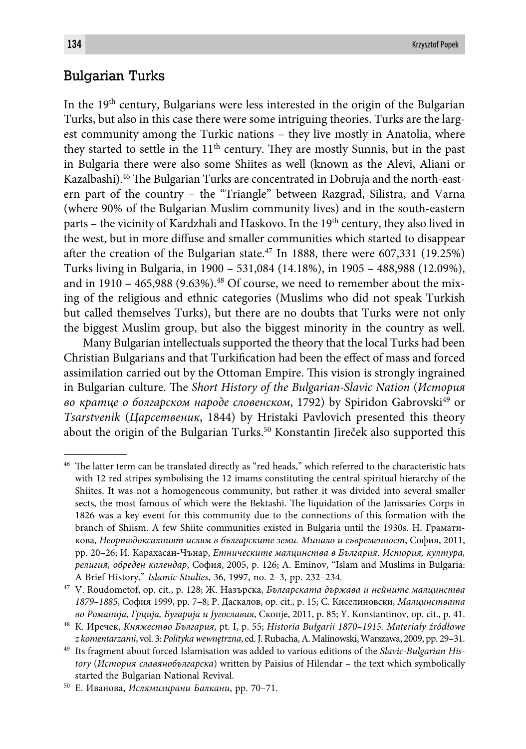## Bulgarian Turks

In the 19th century, Bulgarians were less interested in the origin of the Bulgarian Turks, but also in this case there were some intriguing theories. Turks are the largest community among the Turkic nations – they live mostly in Anatolia, where they started to settle in the 11th century. They are mostly Sunnis, but in the past in Bulgaria there were also some Shiites as well (known as the Alevi, Aliani or Kazalbashi).[46] The Bulgarian Turks are concentrated in Dobruja and the north-eastern part of the country – the "Triangle" between Razgrad, Silistra, and Varna (where 90% of the Bulgarian Muslim community lives) and in the south-eastern parts – the vicinity of Kardzhali and Haskovo. In the 19th century, they also lived in the west, but in more diffuse and smaller communities which started to disappear after the creation of the Bulgarian state.[47] In 1888, there were 607,331 (19.25%) Turks living in Bulgaria, in 1900 – 531,084 (14.18%), in 1905 – 488,988 (12.09%), and in 1910 – 465,988 (9.63%).[48] Of course, we need to remember about the mixing of the religious and ethnic categories (Muslims who did not speak Turkish but called themselves Turks), but there are no doubts that Turks were not only the biggest Muslim group, but also the biggest minority in the country as well.

Many Bulgarian intellectuals supported the theory that the local Turks had been Christian Bulgarians and that Turkification had been the effect of mass and forced assimilation carried out by the Ottoman Empire. This vision is strongly ingrained in Bulgarian culture. The *Short History of the Bulgarian-Slavic Nation* (*История во кратце о болгарском народе словенском*, 1792) by Spiridon Gabrovski[49] or *Tsarstvenik* (*Царсетвеник*, 1844) by Hristaki Pavlovich presented this theory about the origin of the Bulgarian Turks.[50] Konstantin Jireček also supported this

---

[46] The latter term can be translated directly as "red heads," which referred to the characteristic hats with 12 red stripes symbolising the 12 imams constituting the central spiritual hierarchy of the Shiites. It was not a homogeneous community, but rather it was divided into several smaller sects, the most famous of which were the Bektashi. The liquidation of the Janissaries Corps in 1826 was a key event for this community due to the connections of this formation with the branch of Shiism. A few Shiite communities existed in Bulgaria until the 1930s. Н. Граматикова, *Неортодоксалният ислям в българските земи. Минало и съвременност*, София, 2011, pp. 20–26; И. Карахасан-Чънар, *Етническите малцинства в България. История, култура, религия, обреден календар*, София, 2005, p. 126; A. Eminov, "Islam and Muslims in Bulgaria: A Brief History," *Islamic Studies*, 36, 1997, no. 2–3, pp. 232–234.

[47] V. Roudometof, op. cit., p. 128; Ж. Назърска, *Българската държава и нейните малцинства 1879–1885*, София 1999, pp. 7–8; Р. Даскалов, op. cit., p. 15; С. Киселиновски, *Малцинствата во Романија, Грција, Бугарија и Југославия*, Скопје, 2011, p. 85; Y. Konstantinov, op. cit., p. 41.

[48] К. Иречек, *Княжество България*, pt. I, p. 55; *Historia Bułgarii 1870–1915. Materiały źródłowe z komentarzami*, vol. 3: *Polityka wewnętrzna*, ed. J. Rubacha, A. Malinowski, Warszawa, 2009, pp. 29–31.

[49] Its fragment about forced Islamisation was added to various editions of the *Slavic-Bulgarian History* (*История славянобългарска*) written by Paisius of Hilendar – the text which symbolically started the Bulgarian National Revival.

[50] Е. Иванова, *Ислямизирани Балкани*, pp. 70–71.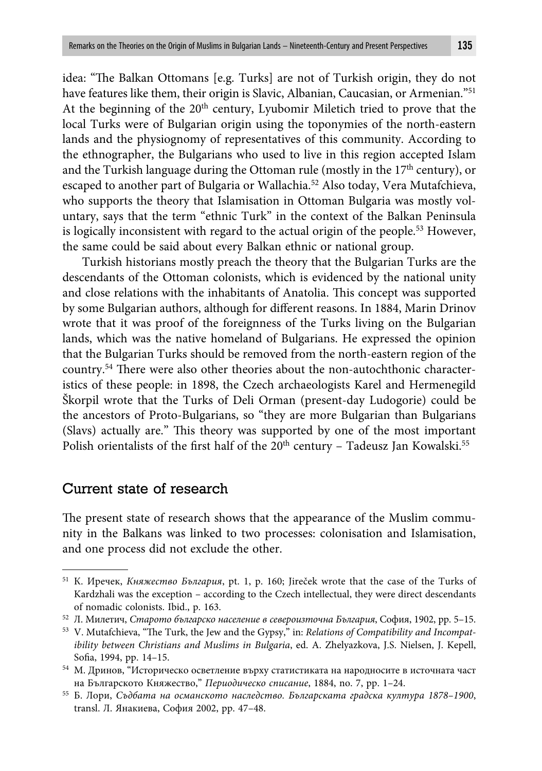idea: "The Balkan Ottomans [e.g. Turks] are not of Turkish origin, they do not have features like them, their origin is Slavic, Albanian, Caucasian, or Armenian."[51] At the beginning of the 20th century, Lyubomir Miletich tried to prove that the local Turks were of Bulgarian origin using the toponymies of the north-eastern lands and the physiognomy of representatives of this community. According to the ethnographer, the Bulgarians who used to live in this region accepted Islam and the Turkish language during the Ottoman rule (mostly in the 17th century), or escaped to another part of Bulgaria or Wallachia.[52] Also today, Vera Mutafchieva, who supports the theory that Islamisation in Ottoman Bulgaria was mostly voluntary, says that the term "ethnic Turk" in the context of the Balkan Peninsula is logically inconsistent with regard to the actual origin of the people.[53] However, the same could be said about every Balkan ethnic or national group.

Turkish historians mostly preach the theory that the Bulgarian Turks are the descendants of the Ottoman colonists, which is evidenced by the national unity and close relations with the inhabitants of Anatolia. This concept was supported by some Bulgarian authors, although for different reasons. In 1884, Marin Drinov wrote that it was proof of the foreignness of the Turks living on the Bulgarian lands, which was the native homeland of Bulgarians. He expressed the opinion that the Bulgarian Turks should be removed from the north-eastern region of the country.[54] There were also other theories about the non-autochthonic characteristics of these people: in 1898, the Czech archaeologists Karel and Hermenegild Škorpil wrote that the Turks of Deli Orman (present-day Ludogorie) could be the ancestors of Proto-Bulgarians, so "they are more Bulgarian than Bulgarians (Slavs) actually are." This theory was supported by one of the most important Polish orientalists of the first half of the 20th century – Tadeusz Jan Kowalski.[55]

## Current state of research

The present state of research shows that the appearance of the Muslim community in the Balkans was linked to two processes: colonisation and Islamisation, and one process did not exclude the other.

---

[51] К. Иречек, *Княжество България*, pt. 1, p. 160; Jireček wrote that the case of the Turks of Kardzhali was the exception – according to the Czech intellectual, they were direct descendants of nomadic colonists. Ibid., p. 163.

[52] Л. Милетич, *Старото българско население в североизточна България*, София, 1902, pp. 5–15.

[53] V. Mutafchieva, "The Turk, the Jew and the Gypsy," in: *Relations of Compatibility and Incompatibility between Christians and Muslims in Bulgaria*, ed. A. Zhelyazkova, J.S. Nielsen, J. Kepell, Sofia, 1994, pp. 14–15.

[54] М. Дринов, "Историческо осветление върху статистиката на народностите в източната част на Българското Княжество," *Периодическо списание*, 1884, no. 7, pp. 1–24.

[55] Б. Лори, *Съдбата на османското наследство. Българската градска култура 1878–1900*, transl. Л. Янакиева, София 2002, pp. 47–48.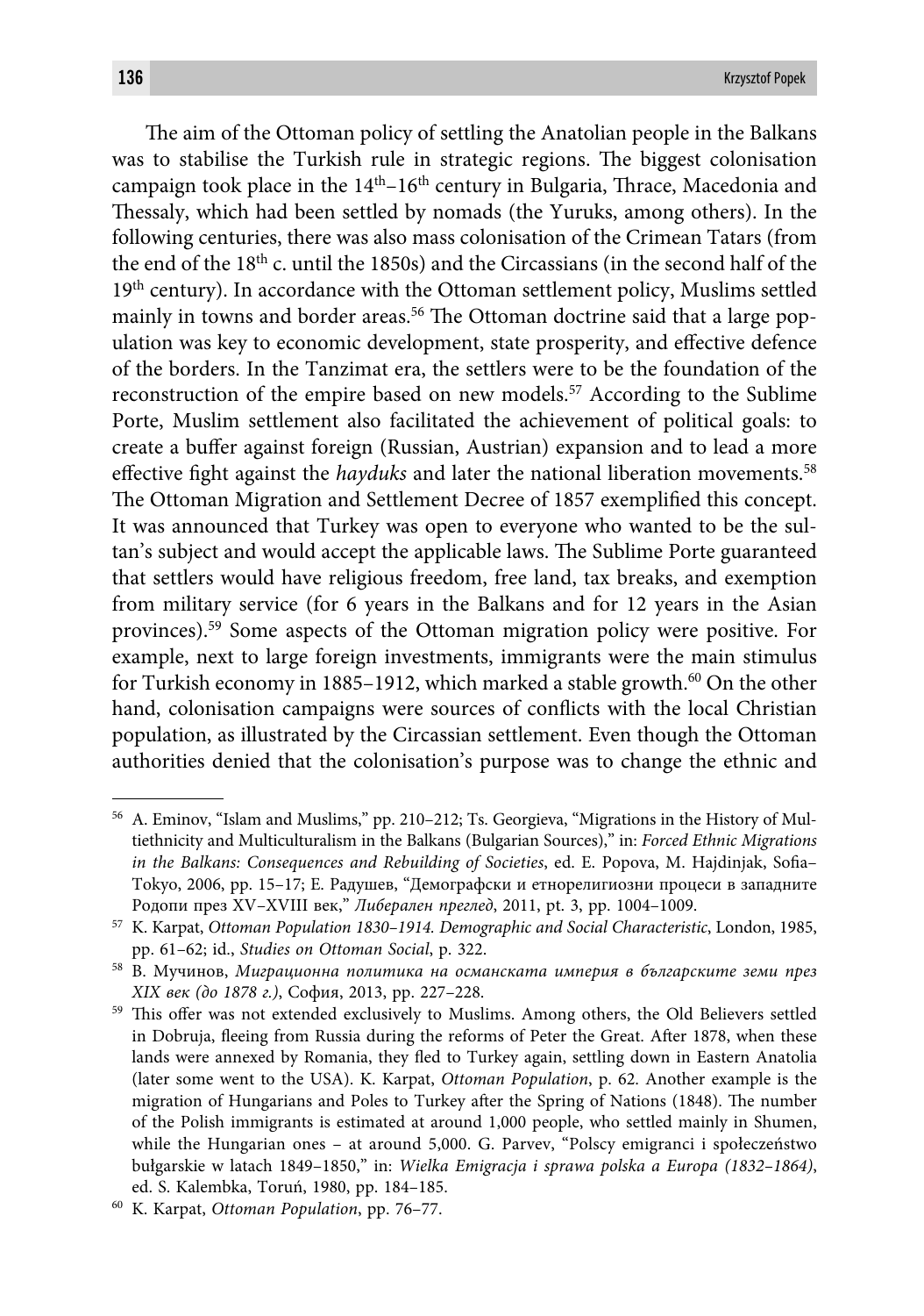The aim of the Ottoman policy of settling the Anatolian people in the Balkans was to stabilise the Turkish rule in strategic regions. The biggest colonisation campaign took place in the 14th–16th century in Bulgaria, Thrace, Macedonia and Thessaly, which had been settled by nomads (the Yuruks, among others). In the following centuries, there was also mass colonisation of the Crimean Tatars (from the end of the 18th c. until the 1850s) and the Circassians (in the second half of the 19th century). In accordance with the Ottoman settlement policy, Muslims settled mainly in towns and border areas.[56] The Ottoman doctrine said that a large population was key to economic development, state prosperity, and effective defence of the borders. In the Tanzimat era, the settlers were to be the foundation of the reconstruction of the empire based on new models.[57] According to the Sublime Porte, Muslim settlement also facilitated the achievement of political goals: to create a buffer against foreign (Russian, Austrian) expansion and to lead a more effective fight against the *hayduks* and later the national liberation movements.[58] The Ottoman Migration and Settlement Decree of 1857 exemplified this concept. It was announced that Turkey was open to everyone who wanted to be the sultan's subject and would accept the applicable laws. The Sublime Porte guaranteed that settlers would have religious freedom, free land, tax breaks, and exemption from military service (for 6 years in the Balkans and for 12 years in the Asian provinces).[59] Some aspects of the Ottoman migration policy were positive. For example, next to large foreign investments, immigrants were the main stimulus for Turkish economy in 1885–1912, which marked a stable growth.[60] On the other hand, colonisation campaigns were sources of conflicts with the local Christian population, as illustrated by the Circassian settlement. Even though the Ottoman authorities denied that the colonisation's purpose was to change the ethnic and

---

[56] A. Eminov, "Islam and Muslims," pp. 210–212; Ts. Georgieva, "Migrations in the History of Multiethnicity and Multiculturalism in the Balkans (Bulgarian Sources)," in: *Forced Ethnic Migrations in the Balkans: Consequences and Rebuilding of Societies*, ed. E. Popova, M. Hajdinjak, Sofia–Tokyo, 2006, pp. 15–17; Е. Радушев, "Демографски и етнорелигиозни процеси в западните Родопи през XV–XVIII век," *Либерален преглед*, 2011, pt. 3, pp. 1004–1009.

[57] K. Karpat, *Ottoman Population 1830–1914. Demographic and Social Characteristic*, London, 1985, pp. 61–62; id., *Studies on Ottoman Social*, p. 322.

[58] В. Мучинов, *Миграционна политика на османската империя в българските земи през XIX век (до 1878 г.)*, София, 2013, pp. 227–228.

[59] This offer was not extended exclusively to Muslims. Among others, the Old Believers settled in Dobruja, fleeing from Russia during the reforms of Peter the Great. After 1878, when these lands were annexed by Romania, they fled to Turkey again, settling down in Eastern Anatolia (later some went to the USA). K. Karpat, *Ottoman Population*, p. 62. Another example is the migration of Hungarians and Poles to Turkey after the Spring of Nations (1848). The number of the Polish immigrants is estimated at around 1,000 people, who settled mainly in Shumen, while the Hungarian ones – at around 5,000. G. Parvev, "Polscy emigranci i społeczeństwo bułgarskie w latach 1849–1850," in: *Wielka Emigracja i sprawa polska a Europa (1832–1864)*, ed. S. Kalembka, Toruń, 1980, pp. 184–185.

[60] K. Karpat, *Ottoman Population*, pp. 76–77.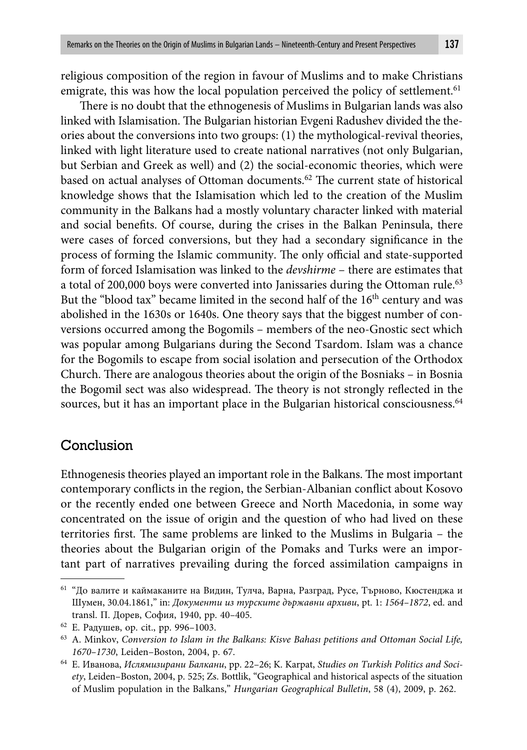religious composition of the region in favour of Muslims and to make Christians emigrate, this was how the local population perceived the policy of settlement.[61]

There is no doubt that the ethnogenesis of Muslims in Bulgarian lands was also linked with Islamisation. The Bulgarian historian Evgeni Radushev divided the theories about the conversions into two groups: (1) the mythological-revival theories, linked with light literature used to create national narratives (not only Bulgarian, but Serbian and Greek as well) and (2) the social-economic theories, which were based on actual analyses of Ottoman documents.[62] The current state of historical knowledge shows that the Islamisation which led to the creation of the Muslim community in the Balkans had a mostly voluntary character linked with material and social benefits. Of course, during the crises in the Balkan Peninsula, there were cases of forced conversions, but they had a secondary significance in the process of forming the Islamic community. The only official and state-supported form of forced Islamisation was linked to the *devshirme* – there are estimates that a total of 200,000 boys were converted into Janissaries during the Ottoman rule.[63] But the "blood tax" became limited in the second half of the 16th century and was abolished in the 1630s or 1640s. One theory says that the biggest number of conversions occurred among the Bogomils – members of the neo-Gnostic sect which was popular among Bulgarians during the Second Tsardom. Islam was a chance for the Bogomils to escape from social isolation and persecution of the Orthodox Church. There are analogous theories about the origin of the Bosniaks – in Bosnia the Bogomil sect was also widespread. The theory is not strongly reflected in the sources, but it has an important place in the Bulgarian historical consciousness.[64]

## Conclusion

Ethnogenesis theories played an important role in the Balkans. The most important contemporary conflicts in the region, the Serbian-Albanian conflict about Kosovo or the recently ended one between Greece and North Macedonia, in some way concentrated on the issue of origin and the question of who had lived on these territories first. The same problems are linked to the Muslims in Bulgaria – the theories about the Bulgarian origin of the Pomaks and Turks were an important part of narratives prevailing during the forced assimilation campaigns in

---

[61] "До валите и каймаканите на Видин, Тулча, Варна, Разград, Русе, Търново, Кюстенджа и Шумен, 30.04.1861," in: *Документи из турските държавни архиви*, pt. 1: *1564–1872*, ed. and transl. П. Дорев, София, 1940, pp. 40–405.

[62] Е. Радушев, op. cit., pp. 996–1003.

[63] A. Minkov, *Conversion to Islam in the Balkans: Kisve Bahası petitions and Ottoman Social Life, 1670–1730*, Leiden–Boston, 2004, p. 67.

[64] Е. Иванова, *Ислямизирани Балкани*, pp. 22–26; K. Karpat, *Studies on Turkish Politics and Society*, Leiden–Boston, 2004, p. 525; Zs. Bottlik, "Geographical and historical aspects of the situation of Muslim population in the Balkans," *Hungarian Geographical Bulletin*, 58 (4), 2009, p. 262.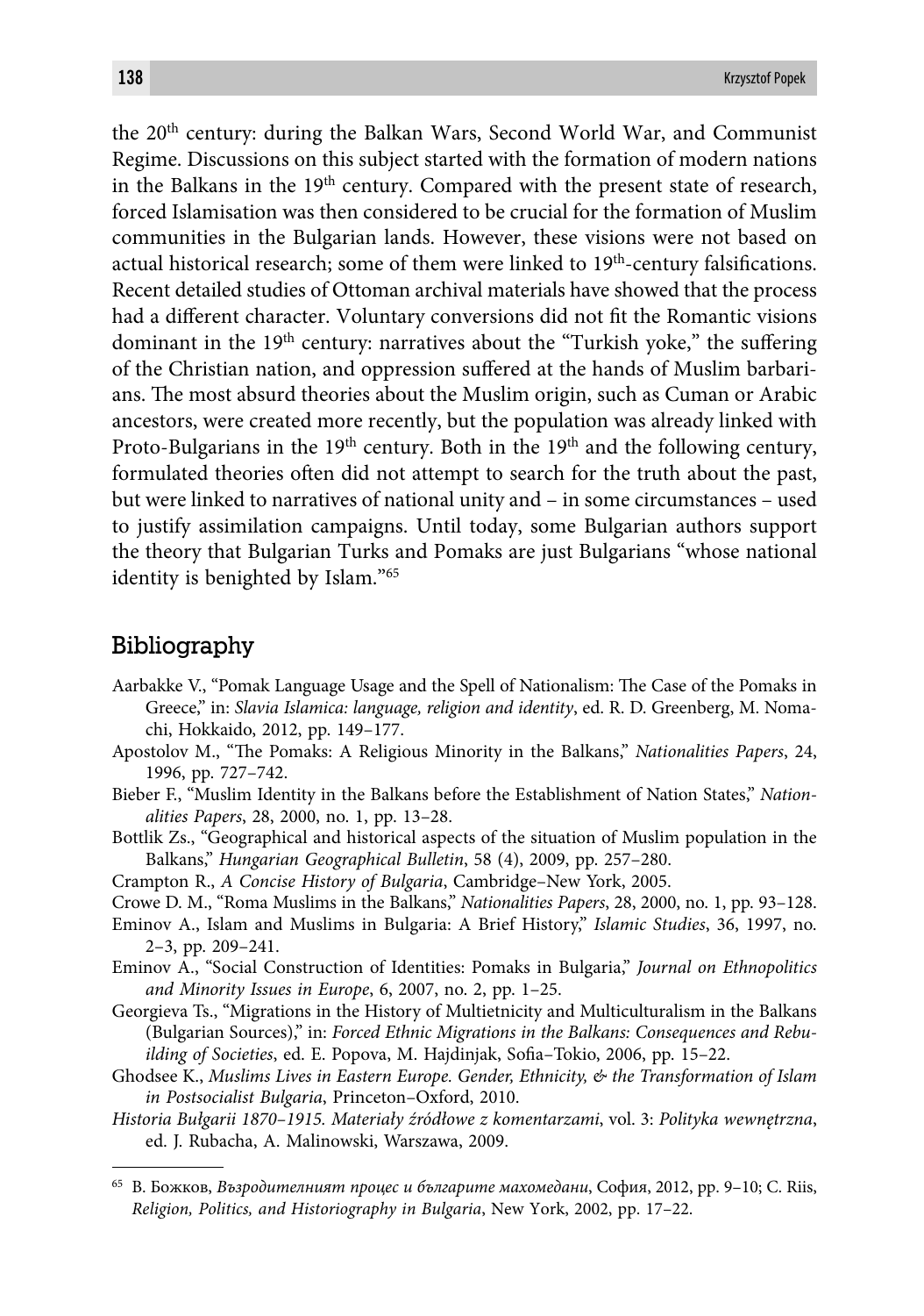the 20th century: during the Balkan Wars, Second World War, and Communist Regime. Discussions on this subject started with the formation of modern nations in the Balkans in the 19th century. Compared with the present state of research, forced Islamisation was then considered to be crucial for the formation of Muslim communities in the Bulgarian lands. However, these visions were not based on actual historical research; some of them were linked to 19th-century falsifications. Recent detailed studies of Ottoman archival materials have showed that the process had a different character. Voluntary conversions did not fit the Romantic visions dominant in the 19th century: narratives about the "Turkish yoke," the suffering of the Christian nation, and oppression suffered at the hands of Muslim barbarians. The most absurd theories about the Muslim origin, such as Cuman or Arabic ancestors, were created more recently, but the population was already linked with Proto-Bulgarians in the 19th century. Both in the 19th and the following century, formulated theories often did not attempt to search for the truth about the past, but were linked to narratives of national unity and – in some circumstances – used to justify assimilation campaigns. Until today, some Bulgarian authors support the theory that Bulgarian Turks and Pomaks are just Bulgarians "whose national identity is benighted by Islam."[65]

## Bibliography

Aarbakke V., "Pomak Language Usage and the Spell of Nationalism: The Case of the Pomaks in Greece," in: *Slavia Islamica: language, religion and identity*, ed. R. D. Greenberg, M. Nomachi, Hokkaido, 2012, pp. 149–177.

Apostolov M., "The Pomaks: A Religious Minority in the Balkans," *Nationalities Papers*, 24, 1996, pp. 727–742.

Bieber F., "Muslim Identity in the Balkans before the Establishment of Nation States," *Nationalities Papers*, 28, 2000, no. 1, pp. 13–28.

Bottlik Zs., "Geographical and historical aspects of the situation of Muslim population in the Balkans," *Hungarian Geographical Bulletin*, 58 (4), 2009, pp. 257–280.

Crampton R., *A Concise History of Bulgaria*, Cambridge–New York, 2005.

Crowe D. M., "Roma Muslims in the Balkans," *Nationalities Papers*, 28, 2000, no. 1, pp. 93–128.

Eminov A., Islam and Muslims in Bulgaria: A Brief History," *Islamic Studies*, 36, 1997, no. 2–3, pp. 209–241.

Eminov A., "Social Construction of Identities: Pomaks in Bulgaria," *Journal on Ethnopolitics and Minority Issues in Europe*, 6, 2007, no. 2, pp. 1–25.

Georgieva Ts., "Migrations in the History of Multietnicity and Multiculturalism in the Balkans (Bulgarian Sources)," in: *Forced Ethnic Migrations in the Balkans: Consequences and Rebuilding of Societies*, ed. E. Popova, M. Hajdinjak, Sofia–Tokio, 2006, pp. 15–22.

Ghodsee K., *Muslims Lives in Eastern Europe. Gender, Ethnicity, & the Transformation of Islam in Postsocialist Bulgaria*, Princeton–Oxford, 2010.

*Historia Bułgarii 1870–1915. Materiały źródłowe z komentarzami*, vol. 3: *Polityka wewnętrzna*, ed. J. Rubacha, A. Malinowski, Warszawa, 2009.

---

[65] В. Божков, *Възродителният процес и българите махомедани*, София, 2012, pp. 9–10; C. Riis, *Religion, Politics, and Historiography in Bulgaria*, New York, 2002, pp. 17–22.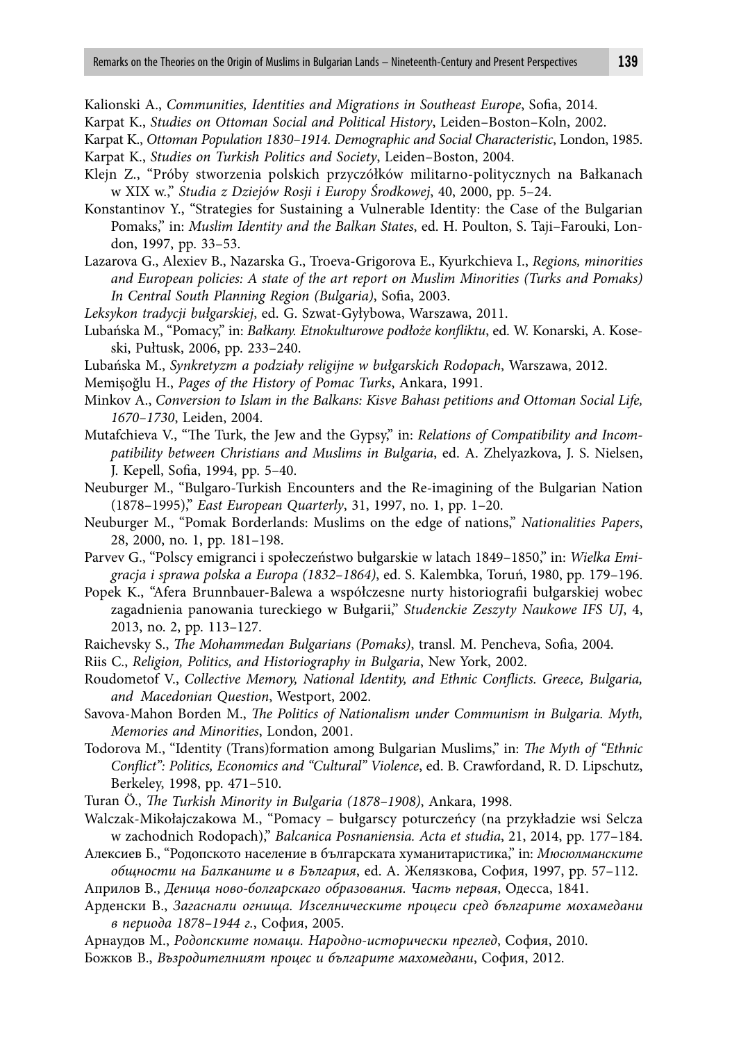Kalionski A., *Communities, Identities and Migrations in Southeast Europe*, Sofia, 2014.

Karpat K., *Studies on Ottoman Social and Political History*, Leiden–Boston–Koln, 2002.

Karpat K., *Ottoman Population 1830–1914. Demographic and Social Characteristic*, London, 1985.

Karpat K., *Studies on Turkish Politics and Society*, Leiden–Boston, 2004.

Klejn Z., "Próby stworzenia polskich przyczółków militarno-politycznych na Bałkanach w XIX w.," *Studia z Dziejów Rosji i Europy Środkowej*, 40, 2000, pp. 5–24.

Konstantinov Y., "Strategies for Sustaining a Vulnerable Identity: the Case of the Bulgarian Pomaks," in: *Muslim Identity and the Balkan States*, ed. H. Poulton, S. Taji–Farouki, London, 1997, pp. 33–53.

Lazarova G., Alexiev B., Nazarska G., Troeva-Grigorova E., Kyurkchieva I., *Regions, minorities and European policies: A state of the art report on Muslim Minorities (Turks and Pomaks) In Central South Planning Region (Bulgaria)*, Sofia, 2003.

*Leksykon tradycji bułgarskiej*, ed. G. Szwat-Gyłybowa, Warszawa, 2011.

Lubańska M., "Pomacy," in: *Bałkany. Etnokulturowe podłoże konfliktu*, ed. W. Konarski, A. Koseski, Pułtusk, 2006, pp. 233–240.

Lubańska M., *Synkretyzm a podziały religijne w bułgarskich Rodopach*, Warszawa, 2012.

Memişoğlu H., *Pages of the History of Pomac Turks*, Ankara, 1991.

Minkov A., *Conversion to Islam in the Balkans: Kisve Bahası petitions and Ottoman Social Life, 1670–1730*, Leiden, 2004.

Mutafchieva V., "The Turk, the Jew and the Gypsy," in: *Relations of Compatibility and Incompatibility between Christians and Muslims in Bulgaria*, ed. A. Zhelyazkova, J. S. Nielsen, J. Kepell, Sofia, 1994, pp. 5–40.

Neuburger M., "Bulgaro-Turkish Encounters and the Re-imagining of the Bulgarian Nation (1878–1995)," *East European Quarterly*, 31, 1997, no. 1, pp. 1–20.

Neuburger M., "Pomak Borderlands: Muslims on the edge of nations," *Nationalities Papers*, 28, 2000, no. 1, pp. 181–198.

Parvev G., "Polscy emigranci i społeczeństwo bułgarskie w latach 1849–1850," in: *Wielka Emigracja i sprawa polska a Europa (1832–1864)*, ed. S. Kalembka, Toruń, 1980, pp. 179–196.

Popek K., "Afera Brunnbauer-Balewa a współczesne nurty historiografii bułgarskiej wobec zagadnienia panowania tureckiego w Bułgarii," *Studenckie Zeszyty Naukowe IFS UJ*, 4, 2013, no. 2, pp. 113–127.

Raichevsky S., *The Mohammedan Bulgarians (Pomaks)*, transl. M. Pencheva, Sofia, 2004.

Riis C., *Religion, Politics, and Historiography in Bulgaria*, New York, 2002.

Roudometof V., *Collective Memory, National Identity, and Ethnic Conflicts. Greece, Bulgaria, and Macedonian Question*, Westport, 2002.

Savova-Mahon Borden M., *The Politics of Nationalism under Communism in Bulgaria. Myth, Memories and Minorities*, London, 2001.

Todorova M., "Identity (Trans)formation among Bulgarian Muslims," in: *The Myth of "Ethnic Conflict": Politics, Economics and "Cultural" Violence*, ed. B. Crawfordand, R. D. Lipschutz, Berkeley, 1998, pp. 471–510.

Turan Ö., *The Turkish Minority in Bulgaria (1878–1908)*, Ankara, 1998.

Walczak-Mikołajczakowa M., "Pomacy – bułgarscy poturczeńcy (na przykładzie wsi Selcza w zachodnich Rodopach)," *Balcanica Posnaniensia. Acta et studia*, 21, 2014, pp. 177–184.

Алексиев Б., "Родопското население в българската хуманитаристика," in: *Мюсюлманските общности на Балканите и в България*, ed. А. Желязкова, София, 1997, pp. 57–112.

Априлов В., *Деница ново-болгарскаго образования. Часть первая*, Одесса, 1841.

Арденски В., *Загаснали огнища. Изселническите процеси сред българите мохамедани в периода 1878–1944 г.*, София, 2005.

Арнаудов М., *Родопските помаци. Народно-исторически преглед*, София, 2010.

Божков В., *Възродителният процес и българите махомедани*, София, 2012.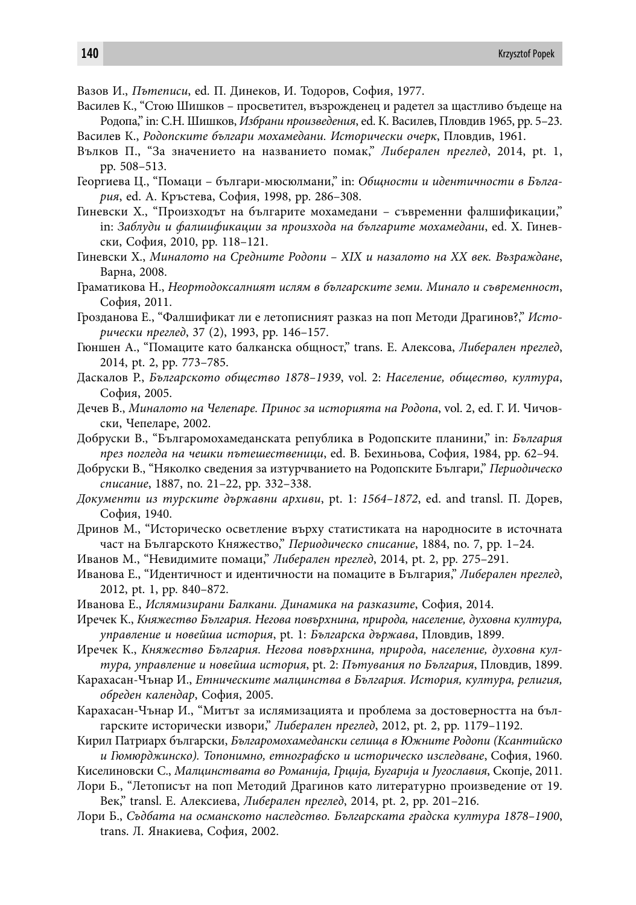Вазов И., *Пътеписи*, ed. П. Динеков, И. Тодоров, София, 1977.

Василев К., "Стою Шишков – просветител, възрожденец и радетел за щастливо бъдеще на Родопа," in: С.Н. Шишков, *Избрани произведения*, ed. К. Василев, Пловдив 1965, pp. 5–23.

Василев К., *Родопските българи мохамедани. Исторически очерк*, Пловдив, 1961.

Вълков П., "За значението на названието помак," *Либерален преглед*, 2014, pt. 1, pp. 508–513.

Георгиева Ц., "Помаци – българи-мюсюлмани," in: *Общности и идентичности в България*, ed. А. Кръстева, София, 1998, pp. 286–308.

Гиневски Х., "Произходът на българите мохамедани – съвременни фалшификации," in: *Заблуди и фалшификации за произхода на българите мохамедани*, ed. Х. Гиневски, София, 2010, pp. 118–121.

Гиневски Х., *Миналото на Средните Родопи – XIX и назалото на XX век. Възраждане*, Варна, 2008.

Граматикова Н., *Неортодоксалният ислям в българските земи. Минало и съвременност*, София, 2011.

Грозданова Е., "Фалшификат ли е летописният разказ на поп Методи Драгинов?," *Исторически преглед*, 37 (2), 1993, pp. 146–157.

Гюншен А., "Помаците като балканска общност," trans. Е. Алексова, *Либерален преглед*, 2014, pt. 2, pp. 773–785.

Даскалов Р., *Българското общество 1878–1939*, vol. 2: *Население, общество, култура*, София, 2005.

Дечев В., *Миналото на Челепаре. Принос за историята на Родопа*, vol. 2, ed. Г. И. Чичовски, Чепеларе, 2002.

Добруски В., "Българомохамеданската република в Родопските планини," in: *България през погледа на чешки пътешественици*, ed. В. Бехиньова, София, 1984, pp. 62–94.

Добруски В., "Няколко сведения за изтурчването на Родопските Българи," *Периодическо списание*, 1887, no. 21–22, pp. 332–338.

*Документи из турските държавни архиви*, pt. 1: *1564–1872*, ed. and transl. П. Дорев, София, 1940.

Дринов М., "Историческо осветление върху статистиката на народностите в източната част на Българското Княжество," *Периодическо списание*, 1884, no. 7, pp. 1–24.

Иванов М., "Невидимите помаци," *Либерален преглед*, 2014, pt. 2, pp. 275–291.

Иванова Е., "Идентичност и идентичности на помаците в България," *Либерален преглед*, 2012, pt. 1, pp. 840–872.

Иванова Е., *Ислямизирани Балкани. Динамика на разказите*, София, 2014.

Иречек К., *Княжество България. Негова повърхнина, природа, население, духовна култура, управление и новейша история*, pt. 1: *Българска държава*, Пловдив, 1899.

Иречек К., *Княжество България. Негова повърхнина, природа, население, духовна култура, управление и новейша история*, pt. 2: *Пътувания по България*, Пловдив, 1899.

Карахасан-Чънар И., *Етническите малцинства в България. История, култура, религия, обреден календар*, София, 2005.

Карахасан-Чънар И., "Митът за ислямизацията и проблема за достоверността на българските исторически извори," *Либерален преглед*, 2012, pt. 2, pp. 1179–1192.

Кирил Патриарх български, *Българомохамедански селища в Южните Родопи (Ксантийско и Гюмюрджинско). Топонимно, етнографско и историческо изследване*, София, 1960.

Киселиновски С., *Малцинствата во Романија, Грција, Бугарија и Југославия*, Скопје, 2011.

Лори Б., "Летописът на поп Методий Драгинов като литературно произведение от 19. Век," transl. Е. Алексиева, *Либерален преглед*, 2014, pt. 2, pp. 201–216.

Лори Б., *Съдбата на османското наследство. Българската градска култура 1878–1900*, trans. Л. Янакиева, София, 2002.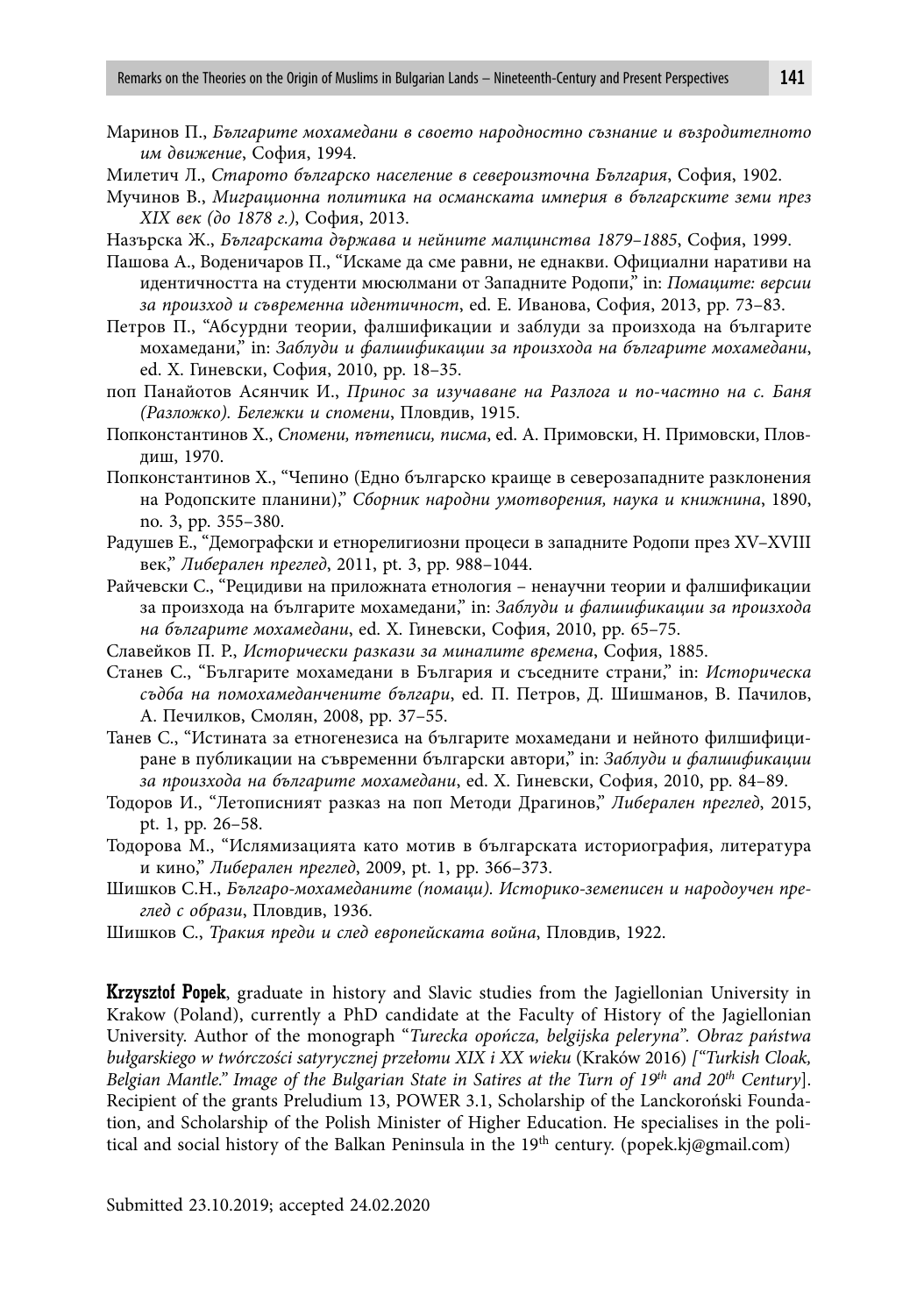Маринов П., *Българите мохамедани в своето народностно съзнание и възродителното им движение*, София, 1994.

Милетич Л., *Старото българско население в североизточна България*, София, 1902.

Мучинов В., *Миграционна политика на османската империя в българските земи през XIX век (до 1878 г.)*, София, 2013.

Назърска Ж., *Българската държава и нейните малцинства 1879–1885*, София, 1999.

Пашова А., Воденичаров П., "Искаме да сме равни, не еднакви. Официални наративи на идентичността на студенти мюсюлмани от Западните Родопи," in: *Помаците: версии за произход и съвременна идентичност*, ed. Е. Иванова, София, 2013, pp. 73–83.

Петров П., "Абсурдни теории, фалшификации и заблуди за произхода на българите мохамедани," in: *Заблуди и фалшификации за произхода на българите мохамедани*, ed. Х. Гиневски, София, 2010, pp. 18–35.

поп Панайотов Асянчик И., *Принос за изучаване на Разлога и по-частно на с. Баня (Разложко). Бележки и спомени*, Пловдив, 1915.

Попконстантинов Х., *Спомени, пътеписи, писма*, ed. А. Примовски, Н. Примовски, Пловдиш, 1970.

Попконстантинов Х., "Чепино (Едно българско краище в северозападните разклонения на Родопските планини)," *Сборник народни умотворения, наука и книжнина*, 1890, no. 3, pp. 355–380.

Радушев Е., "Демографски и етнорелигиозни процеси в западните Родопи през XV–XVIII век," *Либерален преглед*, 2011, pt. 3, pp. 988–1044.

Райчевски С., "Рецидиви на приложната етнология – ненаучни теории и фалшификации за произхода на българите мохамедани," in: *Заблуди и фалшификации за произхода на българите мохамедани*, ed. Х. Гиневски, София, 2010, pp. 65–75.

Славейков П. Р., *Исторически разкази за миналите времена*, София, 1885.

Станев С., "Българите мохамедани в България и съседните страни," in: *Историческа съдба на помохамеданчените българи*, ed. П. Петров, Д. Шишманов, В. Пачилов, А. Печилков, Смолян, 2008, pp. 37–55.

Танев С., "Истината за етногенезиса на българите мохамедани и нейното филшифициране в публикации на съвременни български автори," in: *Заблуди и фалшификации за произхода на българите мохамедани*, ed. Х. Гиневски, София, 2010, pp. 84–89.

Тодоров И., "Летописният разказ на поп Методи Драгинов," *Либерален преглед*, 2015, pt. 1, pp. 26–58.

Тодорова М., "Ислямизацията като мотив в българската историография, литература и кино," *Либерален преглед*, 2009, pt. 1, pp. 366–373.

Шишков С.Н., *Българо-мохамеданите (помаци). Историко-земеписен и народоучен преглед с образи*, Пловдив, 1936.

Шишков С., *Тракия преди и след европейската война*, Пловдив, 1922.

**Krzysztof Popek**, graduate in history and Slavic studies from the Jagiellonian University in Krakow (Poland), currently a PhD candidate at the Faculty of History of the Jagiellonian University. Author of the monograph "*Turecka opończa, belgijska peleryna*". *Obraz państwa bułgarskiego w twórczości satyrycznej przełomu XIX i XX wieku* (Kraków 2016) *["Turkish Cloak, Belgian Mantle." Image of the Bulgarian State in Satires at the Turn of 19th and 20th Century*]. Recipient of the grants Preludium 13, POWER 3.1, Scholarship of the Lanckoroński Foundation, and Scholarship of the Polish Minister of Higher Education. He specialises in the political and social history of the Balkan Peninsula in the 19th century. (popek.kj@gmail.com)

Submitted 23.10.2019; accepted 24.02.2020